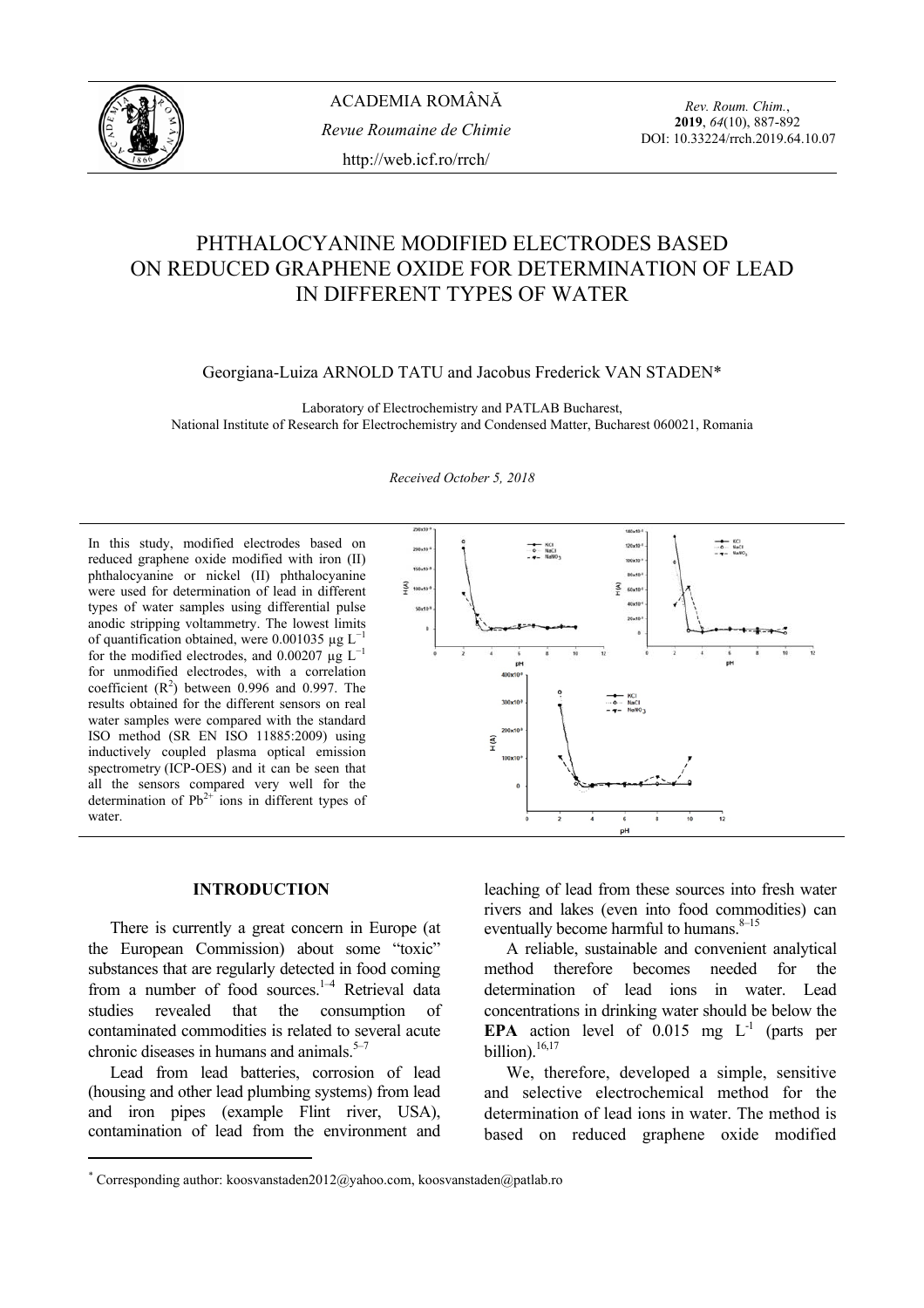# PHTHALOCYANINE MODIFIED ELECTRODES BASED ON REDUCED GRAPHENE OXIDE FOR DETERMINATION OF LEAD IN DIFFERENT TYPES OF WATER

Georgiana-Luiza ARNOLD TATU and Jacobus Frederick VAN STADEN*

Laboratory of Electrochemistry and PATLAB Bucharest,
National Institute of Research for Electrochemistry and Condensed Matter, Bucharest 060021, Romania

*Received October 5, 2018*

In this study, modified electrodes based on reduced graphene oxide modified with iron (II) phthalocyanine or nickel (II) phthalocyanine were used for determination of lead in different types of water samples using differential pulse anodic stripping voltammetry. The lowest limits of quantification obtained, were 0.001035 µg $L^{-1}$ for the modified electrodes, and 0.00207 µg $L^{-1}$ for unmodified electrodes, with a correlation coefficient ($R^2$) between 0.996 and 0.997. The results obtained for the different sensors on real water samples were compared with the standard ISO method (SR EN ISO 11885:2009) using inductively coupled plasma optical emission spectrometry (ICP-OES) and it can be seen that all the sensors compared very well for the determination of $Pb^{2+}$ ions in different types of water.

## INTRODUCTION

There is currently a great concern in Europe (at the European Commission) about some "toxic" substances that are regularly detected in food coming from a number of food sources.[1–4] Retrieval data studies revealed that the consumption of contaminated commodities is related to several acute chronic diseases in humans and animals.[5–7]

Lead from lead batteries, corrosion of lead (housing and other lead plumbing systems) from lead and iron pipes (example Flint river, USA), contamination of lead from the environment and leaching of lead from these sources into fresh water rivers and lakes (even into food commodities) can eventually become harmful to humans.[8–15]

A reliable, sustainable and convenient analytical method therefore becomes needed for the determination of lead ions in water. Lead concentrations in drinking water should be below the **EPA** action level of 0.015 mg $L^{-1}$ (parts per billion).[16,17]

We, therefore, developed a simple, sensitive and selective electrochemical method for the determination of lead ions in water. The method is based on reduced graphene oxide modified

* Corresponding author: koosvanstaden2012@yahoo.com, koosvanstaden@patlab.ro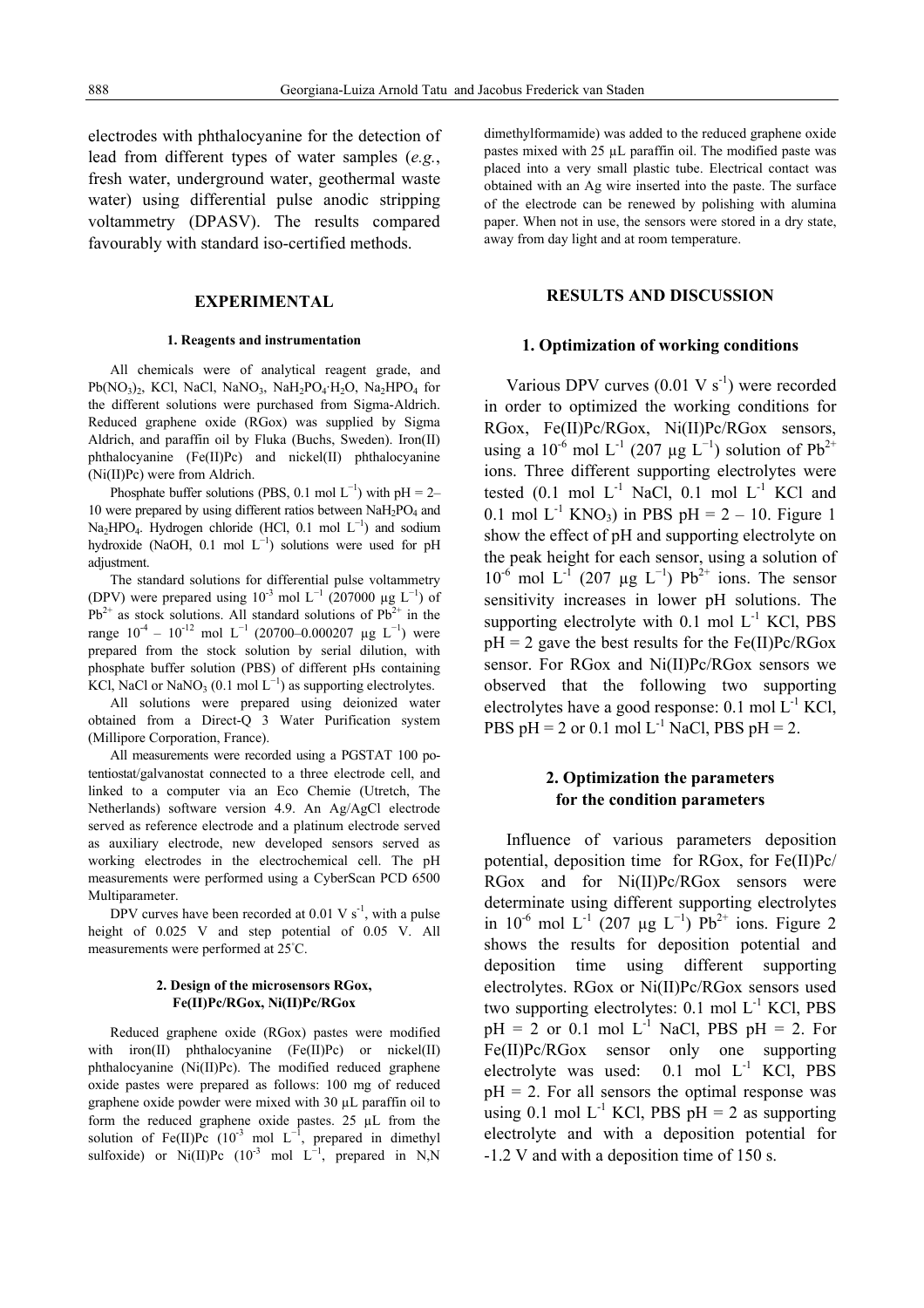electrodes with phthalocyanine for the detection of lead from different types of water samples (*e.g.*, fresh water, underground water, geothermal waste water) using differential pulse anodic stripping voltammetry (DPASV). The results compared favourably with standard iso-certified methods.

## EXPERIMENTAL

### 1. Reagents and instrumentation

All chemicals were of analytical reagent grade, and $Pb(NO_3)_2$, KCl, NaCl, $NaNO_3$, $NaH_2PO_4 \cdot H_2O$, $Na_2HPO_4$ for the different solutions were purchased from Sigma-Aldrich. Reduced graphene oxide (RGox) was supplied by Sigma Aldrich, and paraffin oil by Fluka (Buchs, Sweden). Iron(II) phthalocyanine (Fe(II)Pc) and nickel(II) phthalocyanine (Ni(II)Pc) were from Aldrich.

Phosphate buffer solutions (PBS, 0.1 mol $L^{-1}$) with pH = 2–10 were prepared by using different ratios between $NaH_2PO_4$ and $Na_2HPO_4$. Hydrogen chloride (HCl, 0.1 mol $L^{-1}$) and sodium hydroxide (NaOH, 0.1 mol $L^{-1}$) solutions were used for pH adjustment.

The standard solutions for differential pulse voltammetry (DPV) were prepared using $10^{-3}$ mol $L^{-1}$ (207000 µg $L^{-1}$) of $Pb^{2+}$ as stock solutions. All standard solutions of $Pb^{2+}$ in the range $10^{-4}$ – $10^{-12}$ mol $L^{-1}$ (20700–0.000207 µg $L^{-1}$) were prepared from the stock solution by serial dilution, with phosphate buffer solution (PBS) of different pHs containing KCl, NaCl or $NaNO_3$ (0.1 mol $L^{-1}$) as supporting electrolytes.

All solutions were prepared using deionized water obtained from a Direct-Q 3 Water Purification system (Millipore Corporation, France).

All measurements were recorded using a PGSTAT 100 potentiostat/galvanostat connected to a three electrode cell, and linked to a computer via an Eco Chemie (Utretch, The Netherlands) software version 4.9. An Ag/AgCl electrode served as reference electrode and a platinum electrode served as auxiliary electrode, new developed sensors served as working electrodes in the electrochemical cell. The pH measurements were performed using a CyberScan PCD 6500 Multiparameter.

DPV curves have been recorded at 0.01 V $s^{-1}$, with a pulse height of 0.025 V and step potential of 0.05 V. All measurements were performed at 25°C.

### 2. Design of the microsensors RGox, Fe(II)Pc/RGox, Ni(II)Pc/RGox

Reduced graphene oxide (RGox) pastes were modified with iron(II) phthalocyanine (Fe(II)Pc) or nickel(II) phthalocyanine (Ni(II)Pc). The modified reduced graphene oxide pastes were prepared as follows: 100 mg of reduced graphene oxide powder were mixed with 30 µL paraffin oil to form the reduced graphene oxide pastes. 25 µL from the solution of Fe(II)Pc ($10^{-3}$ mol $L^{-1}$, prepared in dimethyl sulfoxide) or Ni(II)Pc ($10^{-3}$ mol $L^{-1}$, prepared in N,N dimethylformamide) was added to the reduced graphene oxide pastes mixed with 25 µL paraffin oil. The modified paste was placed into a very small plastic tube. Electrical contact was obtained with an Ag wire inserted into the paste. The surface of the electrode can be renewed by polishing with alumina paper. When not in use, the sensors were stored in a dry state, away from day light and at room temperature.

## RESULTS AND DISCUSSION

### 1. Optimization of working conditions

Various DPV curves (0.01 V $s^{-1}$) were recorded in order to optimized the working conditions for RGox, Fe(II)Pc/RGox, Ni(II)Pc/RGox sensors, using a $10^{-6}$ mol $L^{-1}$ (207 µg $L^{-1}$) solution of $Pb^{2+}$ ions. Three different supporting electrolytes were tested (0.1 mol $L^{-1}$ NaCl, 0.1 mol $L^{-1}$ KCl and 0.1 mol $L^{-1}$ $KNO_3$) in PBS pH = 2 – 10. Figure 1 show the effect of pH and supporting electrolyte on the peak height for each sensor, using a solution of $10^{-6}$ mol $L^{-1}$ (207 µg $L^{-1}$) $Pb^{2+}$ ions. The sensor sensitivity increases in lower pH solutions. The supporting electrolyte with 0.1 mol $L^{-1}$ KCl, PBS pH = 2 gave the best results for the Fe(II)Pc/RGox sensor. For RGox and Ni(II)Pc/RGox sensors we observed that the following two supporting electrolytes have a good response: 0.1 mol $L^{-1}$ KCl, PBS pH = 2 or 0.1 mol $L^{-1}$ NaCl, PBS pH = 2.

### 2. Optimization the parameters for the condition parameters

Influence of various parameters deposition potential, deposition time for RGox, for Fe(II)Pc/RGox and for Ni(II)Pc/RGox sensors were determinate using different supporting electrolytes in $10^{-6}$ mol $L^{-1}$ (207 µg $L^{-1}$) $Pb^{2+}$ ions. Figure 2 shows the results for deposition potential and deposition time using different supporting electrolytes. RGox or Ni(II)Pc/RGox sensors used two supporting electrolytes: 0.1 mol $L^{-1}$ KCl, PBS pH = 2 or 0.1 mol $L^{-1}$ NaCl, PBS pH = 2. For Fe(II)Pc/RGox sensor only one supporting electrolyte was used: 0.1 mol $L^{-1}$ KCl, PBS pH = 2. For all sensors the optimal response was using 0.1 mol $L^{-1}$ KCl, PBS pH = 2 as supporting electrolyte and with a deposition potential for -1.2 V and with a deposition time of 150 s.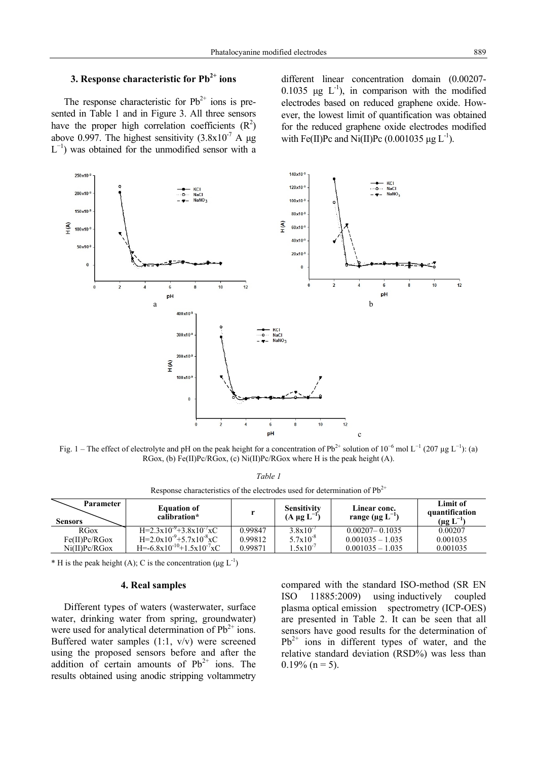### 3. Response characteristic for $Pb^{2+}$ ions

The response characteristic for $Pb^{2+}$ ions is presented in Table 1 and in Figure 3. All three sensors have the proper high correlation coefficients ($R^2$) above 0.997. The highest sensitivity ($3.8x10^{-7}$ A µg $L^{-1}$) was obtained for the unmodified sensor with a different linear concentration domain (0.00207-0.1035 µg $L^{-1}$), in comparison with the modified electrodes based on reduced graphene oxide. However, the lowest limit of quantification was obtained for the reduced graphene oxide electrodes modified with Fe(II)Pc and Ni(II)Pc (0.001035 µg $L^{-1}$).

Fig. 1 – The effect of electrolyte and pH on the peak height for a concentration of $Pb^{2+}$ solution of $10^{-6}$ mol $L^{-1}$ (207 µg $L^{-1}$): (a) RGox, (b) Fe(II)Pc/RGox, (c) Ni(II)Pc/RGox where H is the peak height (A).

*Table 1*

Response characteristics of the electrodes used for determination of $Pb^{2+}$

| Sensors \ Parameter | Equation of calibration* | r | Sensitivity (A µg $L^{-1}$) | Linear conc. range (µg $L^{-1}$) | Limit of quantification (µg $L^{-1}$) |
|---|---|---|---|---|---|
| RGox | $H=2.3x10^{-9}+3.8x10^{-7}xC$ | 0.99847 | $3.8x10^{-7}$ | 0.00207– 0.1035 | 0.00207 |
| Fe(II)Pc/RGox | $H=2.0x10^{-9}+5.7x10^{-8}xC$ | 0.99812 | $5.7x10^{-8}$ | 0.001035 – 1.035 | 0.001035 |
| Ni(II)Pc/RGox | $H=-6.8x10^{-10}+1.5x10^{-7}xC$ | 0.99871 | $1.5x10^{-7}$ | 0.001035 – 1.035 | 0.001035 |

* H is the peak height (A); C is the concentration (µg $L^{-1}$)

### 4. Real samples

Different types of waters (wasterwater, surface water, drinking water from spring, groundwater) were used for analytical determination of $Pb^{2+}$ ions. Buffered water samples (1:1, v/v) were screened using the proposed sensors before and after the addition of certain amounts of $Pb^{2+}$ ions. The results obtained using anodic stripping voltammetry compared with the standard ISO-method (SR EN ISO 11885:2009) using inductively coupled plasma optical emission spectrometry (ICP-OES) are presented in Table 2. It can be seen that all sensors have good results for the determination of $Pb^{2+}$ ions in different types of water, and the relative standard deviation (RSD%) was less than 0.19% (n = 5).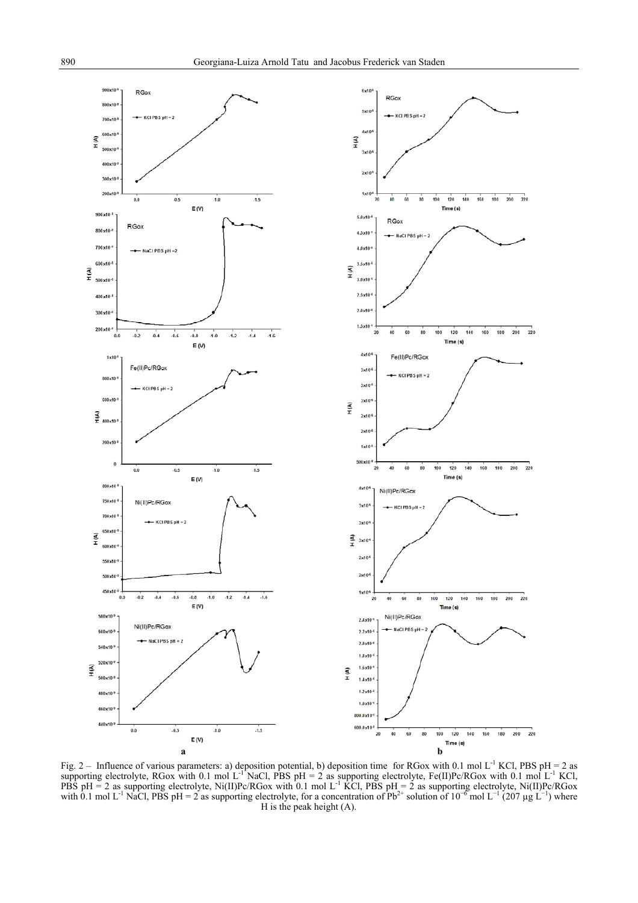Fig. 2 – Influence of various parameters: a) deposition potential, b) deposition time for RGox with 0.1 mol L$^{-1}$ KCl, PBS pH = 2 as supporting electrolyte, RGox with 0.1 mol L$^{-1}$ NaCl, PBS pH = 2 as supporting electrolyte, Fe(II)Pc/RGox with 0.1 mol L$^{-1}$ KCl, PBS pH = 2 as supporting electrolyte, Ni(II)Pc/RGox with 0.1 mol L$^{-1}$ KCl, PBS pH = 2 as supporting electrolyte, Ni(II)Pc/RGox with 0.1 mol L$^{-1}$ NaCl, PBS pH = 2 as supporting electrolyte, for a concentration of $Pb^{2+}$ solution of $10^{-6}$ mol L$^{-1}$ (207 μg L$^{-1}$) where H is the peak height (A).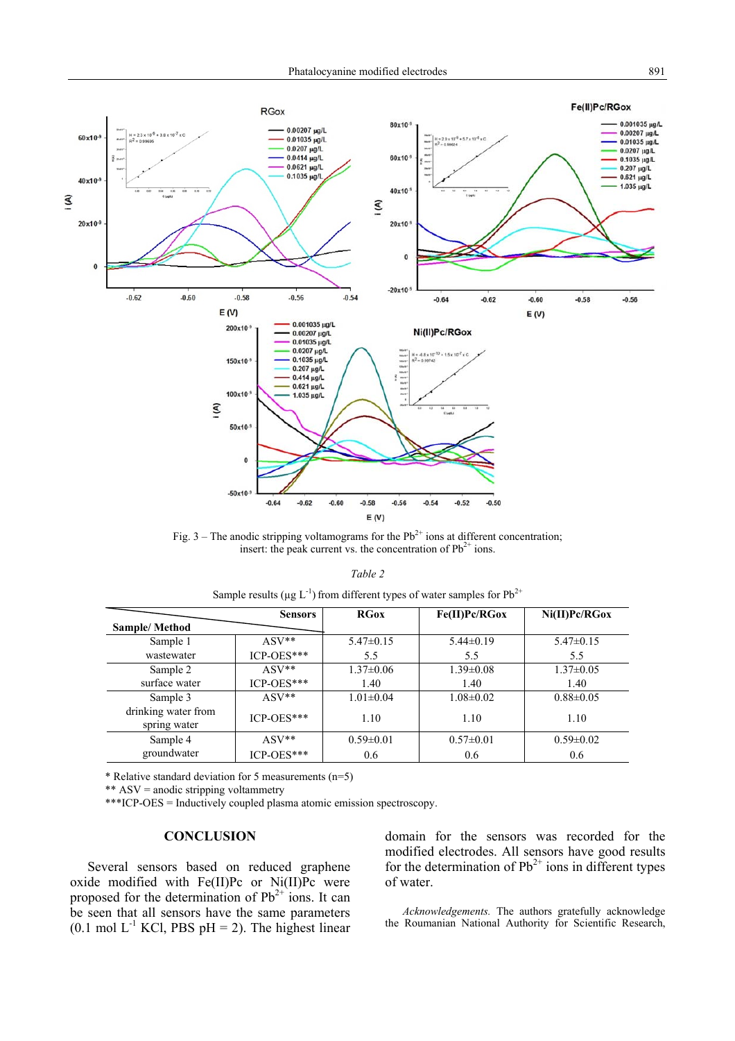Fig. 3 – The anodic stripping voltamograms for the $Pb^{2+}$ ions at different concentration; insert: the peak current vs. the concentration of $Pb^{2+}$ ions.

*Table 2*

Sample results ($\mu g\ L^{-1}$) from different types of water samples for $Pb^{2+}$

| Sample/ Method | Sensors | RGox | Fe(II)Pc/RGox | Ni(II)Pc/RGox |
|---|---|---|---|---|
| Sample 1 wastewater | ASV** | 5.47±0.15 | 5.44±0.19 | 5.47±0.15 |
| | ICP-OES*** | 5.5 | 5.5 | 5.5 |
| Sample 2 surface water | ASV** | 1.37±0.06 | 1.39±0.08 | 1.37±0.05 |
| | ICP-OES*** | 1.40 | 1.40 | 1.40 |
| Sample 3 drinking water from spring water | ASV** | 1.01±0.04 | 1.08±0.02 | 0.88±0.05 |
| | ICP-OES*** | 1.10 | 1.10 | 1.10 |
| Sample 4 groundwater | ASV** | 0.59±0.01 | 0.57±0.01 | 0.59±0.02 |
| | ICP-OES*** | 0.6 | 0.6 | 0.6 |

\* Relative standard deviation for 5 measurements (n=5)

\** ASV = anodic stripping voltammetry

\***ICP-OES = Inductively coupled plasma atomic emission spectroscopy.

## CONCLUSION

Several sensors based on reduced graphene oxide modified with Fe(II)Pc or Ni(II)Pc were proposed for the determination of $Pb^{2+}$ ions. It can be seen that all sensors have the same parameters (0.1 mol $L^{-1}$ KCl, PBS pH = 2). The highest linear domain for the sensors was recorded for the modified electrodes. All sensors have good results for the determination of $Pb^{2+}$ ions in different types of water.

*Acknowledgements.* The authors gratefully acknowledge the Roumanian National Authority for Scientific Research,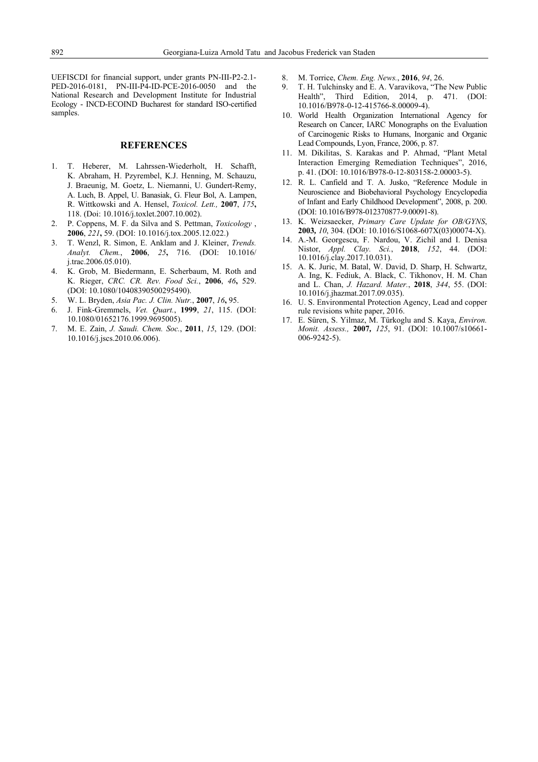UEFISCDI for financial support, under grants PN-III-P2-2.1-PED-2016-0181, PN-III-P4-ID-PCE-2016-0050 and the National Research and Development Institute for Industrial Ecology - INCD-ECOIND Bucharest for standard ISO-certified samples.

## REFERENCES

1. T. Heberer, M. Lahrssen-Wiederholt, H. Schafft, K. Abraham, H. Pzyrembel, K.J. Henning, M. Schauzu, J. Braeunig, M. Goetz, L. Niemanni, U. Gundert-Remy, A. Luch, B. Appel, U. Banasiak, G. Fleur Bol, A. Lampen, R. Wittkowski and A. Hensel, *Toxicol. Lett.,* **2007**, *175*, 118. (Doi: 10.1016/j.toxlet.2007.10.002).
2. P. Coppens, M. F. da Silva and S. Pettman, *Toxicology* , **2006**, *221*, 59. (DOI: 10.1016/j.tox.2005.12.022.)
3. T. Wenzl, R. Simon, E. Anklam and J. Kleiner, *Trends. Analyt. Chem.*, **2006**, *25*, 716. (DOI: 10.1016/ j.trac.2006.05.010).
4. K. Grob, M. Biedermann, E. Scherbaum, M. Roth and K. Rieger, *CRC. CR. Rev. Food Sci.*, **2006**, *46*, 529. (DOI: 10.1080/10408390500295490).
5. W. L. Bryden, *Asia Pac. J. Clin. Nutr.*, **2007**, *16*, 95.
6. J. Fink-Gremmels, *Vet. Quart.*, **1999**, *21*, 115. (DOI: 10.1080/01652176.1999.9695005).
7. M. E. Zain, *J. Saudi. Chem. Soc.*, **2011**, *15*, 129. (DOI: 10.1016/j.jscs.2010.06.006).
8. M. Torrice, *Chem. Eng. News.*, **2016**, *94*, 26.
9. T. H. Tulchinsky and E. A. Varavikova, "The New Public Health", Third Edition, 2014, p. 471. (DOI: 10.1016/B978-0-12-415766-8.00009-4).
10. World Health Organization International Agency for Research on Cancer, IARC Monographs on the Evaluation of Carcinogenic Risks to Humans, Inorganic and Organic Lead Compounds, Lyon, France, 2006, p. 87.
11. M. Dikilitas, S. Karakas and P. Ahmad, "Plant Metal Interaction Emerging Remediation Techniques", 2016, p. 41. (DOI: 10.1016/B978-0-12-803158-2.00003-5).
12. R. L. Canfield and T. A. Jusko, "Reference Module in Neuroscience and Biobehavioral Psychology Encyclopedia of Infant and Early Childhood Development", 2008, p. 200. (DOI: 10.1016/B978-012370877-9.00091-8).
13. K. Weizsaecker, *Primary Care Update for OB/GYNS*, **2003,** *10*, 304. (DOI: 10.1016/S1068-607X(03)00074-X).
14. A.-M. Georgescu, F. Nardou, V. Zichil and I. Denisa Nistor, *Appl. Clay. Sci.*, **2018**, *152*, 44. (DOI: 10.1016/j.clay.2017.10.031).
15. A. K. Juric, M. Batal, W. David, D. Sharp, H. Schwartz, A. Ing, K. Fediuk, A. Black, C. Tikhonov, H. M. Chan and L. Chan, *J. Hazard. Mater.*, **2018**, *344*, 55. (DOI: 10.1016/j.jhazmat.2017.09.035).
16. U. S. Environmental Protection Agency, Lead and copper rule revisions white paper, 2016.
17. E. Süren, S. Yilmaz, M. Türkoglu and S. Kaya, *Environ. Monit. Assess.,* **2007,** *125*, 91. (DOI: 10.1007/s10661-006-9242-5).